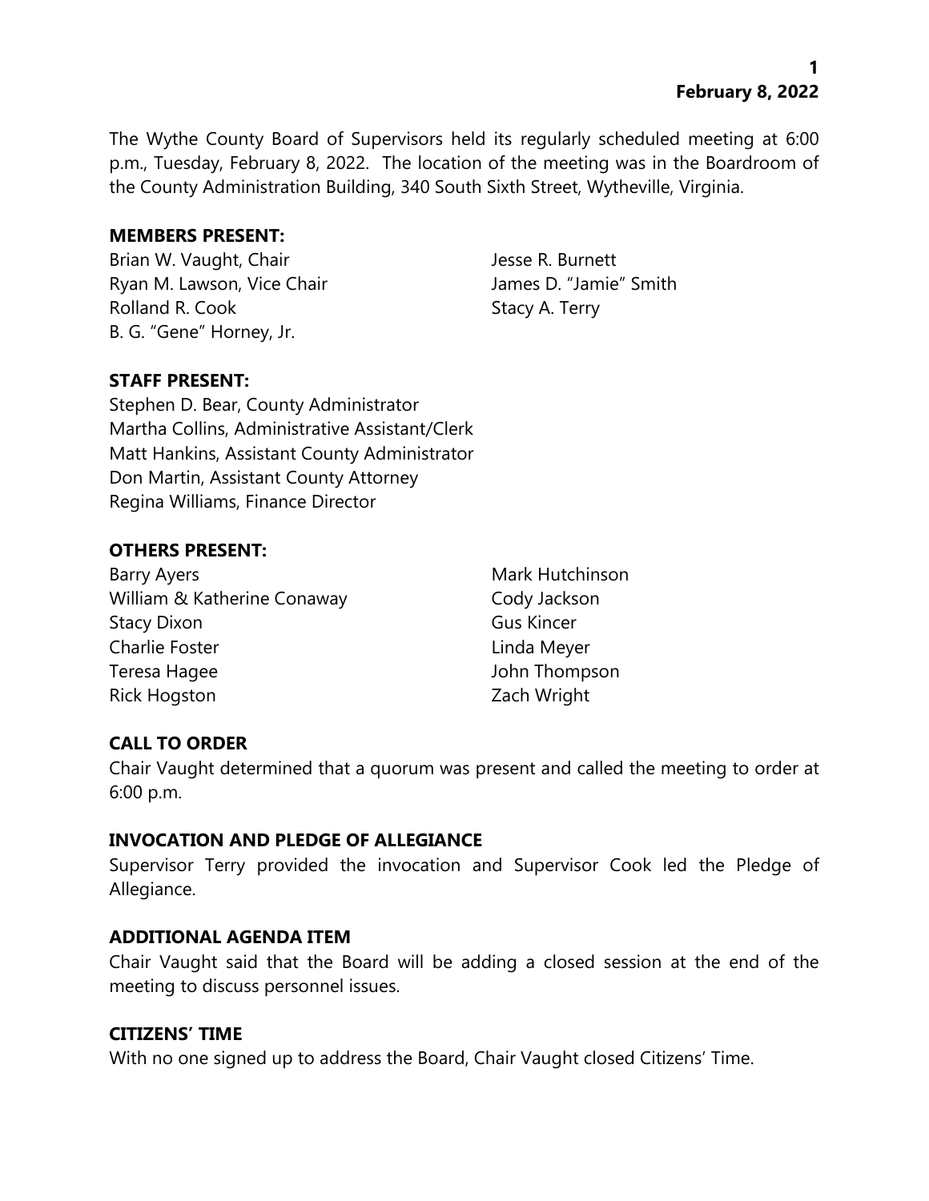The Wythe County Board of Supervisors held its regularly scheduled meeting at 6:00 p.m., Tuesday, February 8, 2022. The location of the meeting was in the Boardroom of the County Administration Building, 340 South Sixth Street, Wytheville, Virginia.

**MEMBERS PRESENT:**

Brian W. Vaught, Chair
Ryan M. Lawson, Vice Chair
Rolland R. Cook
B. G. "Gene" Horney, Jr.
Jesse R. Burnett
James D. "Jamie" Smith
Stacy A. Terry

**STAFF PRESENT:**

Stephen D. Bear, County Administrator
Martha Collins, Administrative Assistant/Clerk
Matt Hankins, Assistant County Administrator
Don Martin, Assistant County Attorney
Regina Williams, Finance Director

**OTHERS PRESENT:**

Barry Ayers
William & Katherine Conaway
Stacy Dixon
Charlie Foster
Teresa Hagee
Rick Hogston
Mark Hutchinson
Cody Jackson
Gus Kincer
Linda Meyer
John Thompson
Zach Wright

**CALL TO ORDER**

Chair Vaught determined that a quorum was present and called the meeting to order at 6:00 p.m.

**INVOCATION AND PLEDGE OF ALLEGIANCE**

Supervisor Terry provided the invocation and Supervisor Cook led the Pledge of Allegiance.

**ADDITIONAL AGENDA ITEM**

Chair Vaught said that the Board will be adding a closed session at the end of the meeting to discuss personnel issues.

**CITIZENS' TIME**

With no one signed up to address the Board, Chair Vaught closed Citizens' Time.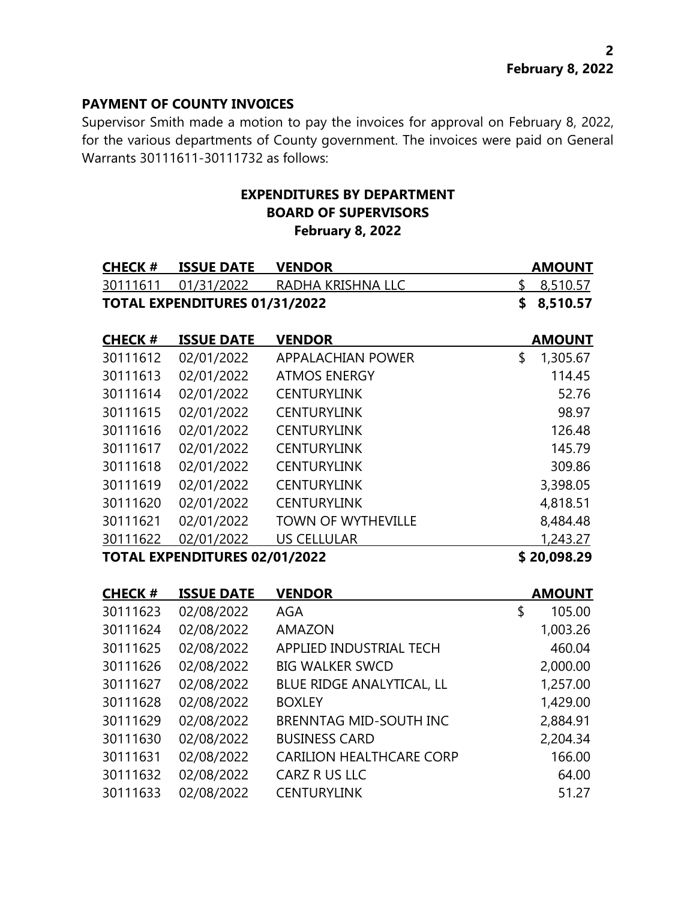## PAYMENT OF COUNTY INVOICES

Supervisor Smith made a motion to pay the invoices for approval on February 8, 2022, for the various departments of County government. The invoices were paid on General Warrants 30111611-30111732 as follows:

### EXPENDITURES BY DEPARTMENT
### BOARD OF SUPERVISORS
### February 8, 2022

| CHECK # | ISSUE DATE | VENDOR | AMOUNT |
|---|---|---|---|
| 30111611 | 01/31/2022 | RADHA KRISHNA LLC | $ 8,510.57 |
| **TOTAL EXPENDITURES 01/31/2022** | | | **$ 8,510.57** |

| CHECK # | ISSUE DATE | VENDOR | AMOUNT |
|---|---|---|---|
| 30111612 | 02/01/2022 | APPALACHIAN POWER | $ 1,305.67 |
| 30111613 | 02/01/2022 | ATMOS ENERGY | 114.45 |
| 30111614 | 02/01/2022 | CENTURYLINK | 52.76 |
| 30111615 | 02/01/2022 | CENTURYLINK | 98.97 |
| 30111616 | 02/01/2022 | CENTURYLINK | 126.48 |
| 30111617 | 02/01/2022 | CENTURYLINK | 145.79 |
| 30111618 | 02/01/2022 | CENTURYLINK | 309.86 |
| 30111619 | 02/01/2022 | CENTURYLINK | 3,398.05 |
| 30111620 | 02/01/2022 | CENTURYLINK | 4,818.51 |
| 30111621 | 02/01/2022 | TOWN OF WYTHEVILLE | 8,484.48 |
| 30111622 | 02/01/2022 | US CELLULAR | 1,243.27 |
| **TOTAL EXPENDITURES 02/01/2022** | | | **$ 20,098.29** |

| CHECK # | ISSUE DATE | VENDOR | AMOUNT |
|---|---|---|---|
| 30111623 | 02/08/2022 | AGA | $ 105.00 |
| 30111624 | 02/08/2022 | AMAZON | 1,003.26 |
| 30111625 | 02/08/2022 | APPLIED INDUSTRIAL TECH | 460.04 |
| 30111626 | 02/08/2022 | BIG WALKER SWCD | 2,000.00 |
| 30111627 | 02/08/2022 | BLUE RIDGE ANALYTICAL, LL | 1,257.00 |
| 30111628 | 02/08/2022 | BOXLEY | 1,429.00 |
| 30111629 | 02/08/2022 | BRENNTAG MID-SOUTH INC | 2,884.91 |
| 30111630 | 02/08/2022 | BUSINESS CARD | 2,204.34 |
| 30111631 | 02/08/2022 | CARILION HEALTHCARE CORP | 166.00 |
| 30111632 | 02/08/2022 | CARZ R US LLC | 64.00 |
| 30111633 | 02/08/2022 | CENTURYLINK | 51.27 |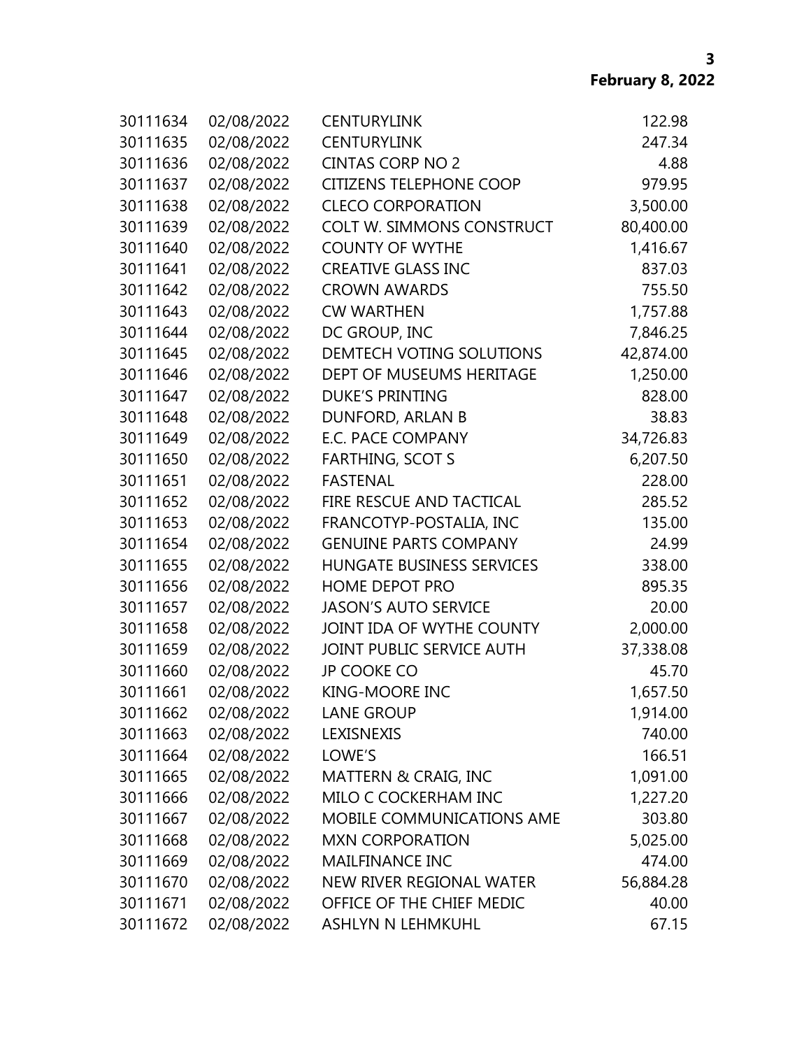| | | | |
|---|---|---|---|
| 30111634 | 02/08/2022 | CENTURYLINK | 122.98 |
| 30111635 | 02/08/2022 | CENTURYLINK | 247.34 |
| 30111636 | 02/08/2022 | CINTAS CORP NO 2 | 4.88 |
| 30111637 | 02/08/2022 | CITIZENS TELEPHONE COOP | 979.95 |
| 30111638 | 02/08/2022 | CLECO CORPORATION | 3,500.00 |
| 30111639 | 02/08/2022 | COLT W. SIMMONS CONSTRUCT | 80,400.00 |
| 30111640 | 02/08/2022 | COUNTY OF WYTHE | 1,416.67 |
| 30111641 | 02/08/2022 | CREATIVE GLASS INC | 837.03 |
| 30111642 | 02/08/2022 | CROWN AWARDS | 755.50 |
| 30111643 | 02/08/2022 | CW WARTHEN | 1,757.88 |
| 30111644 | 02/08/2022 | DC GROUP, INC | 7,846.25 |
| 30111645 | 02/08/2022 | DEMTECH VOTING SOLUTIONS | 42,874.00 |
| 30111646 | 02/08/2022 | DEPT OF MUSEUMS HERITAGE | 1,250.00 |
| 30111647 | 02/08/2022 | DUKE'S PRINTING | 828.00 |
| 30111648 | 02/08/2022 | DUNFORD, ARLAN B | 38.83 |
| 30111649 | 02/08/2022 | E.C. PACE COMPANY | 34,726.83 |
| 30111650 | 02/08/2022 | FARTHING, SCOT S | 6,207.50 |
| 30111651 | 02/08/2022 | FASTENAL | 228.00 |
| 30111652 | 02/08/2022 | FIRE RESCUE AND TACTICAL | 285.52 |
| 30111653 | 02/08/2022 | FRANCOTYP-POSTALIA, INC | 135.00 |
| 30111654 | 02/08/2022 | GENUINE PARTS COMPANY | 24.99 |
| 30111655 | 02/08/2022 | HUNGATE BUSINESS SERVICES | 338.00 |
| 30111656 | 02/08/2022 | HOME DEPOT PRO | 895.35 |
| 30111657 | 02/08/2022 | JASON'S AUTO SERVICE | 20.00 |
| 30111658 | 02/08/2022 | JOINT IDA OF WYTHE COUNTY | 2,000.00 |
| 30111659 | 02/08/2022 | JOINT PUBLIC SERVICE AUTH | 37,338.08 |
| 30111660 | 02/08/2022 | JP COOKE CO | 45.70 |
| 30111661 | 02/08/2022 | KING-MOORE INC | 1,657.50 |
| 30111662 | 02/08/2022 | LANE GROUP | 1,914.00 |
| 30111663 | 02/08/2022 | LEXISNEXIS | 740.00 |
| 30111664 | 02/08/2022 | LOWE'S | 166.51 |
| 30111665 | 02/08/2022 | MATTERN & CRAIG, INC | 1,091.00 |
| 30111666 | 02/08/2022 | MILO C COCKERHAM INC | 1,227.20 |
| 30111667 | 02/08/2022 | MOBILE COMMUNICATIONS AME | 303.80 |
| 30111668 | 02/08/2022 | MXN CORPORATION | 5,025.00 |
| 30111669 | 02/08/2022 | MAILFINANCE INC | 474.00 |
| 30111670 | 02/08/2022 | NEW RIVER REGIONAL WATER | 56,884.28 |
| 30111671 | 02/08/2022 | OFFICE OF THE CHIEF MEDIC | 40.00 |
| 30111672 | 02/08/2022 | ASHLYN N LEHMKUHL | 67.15 |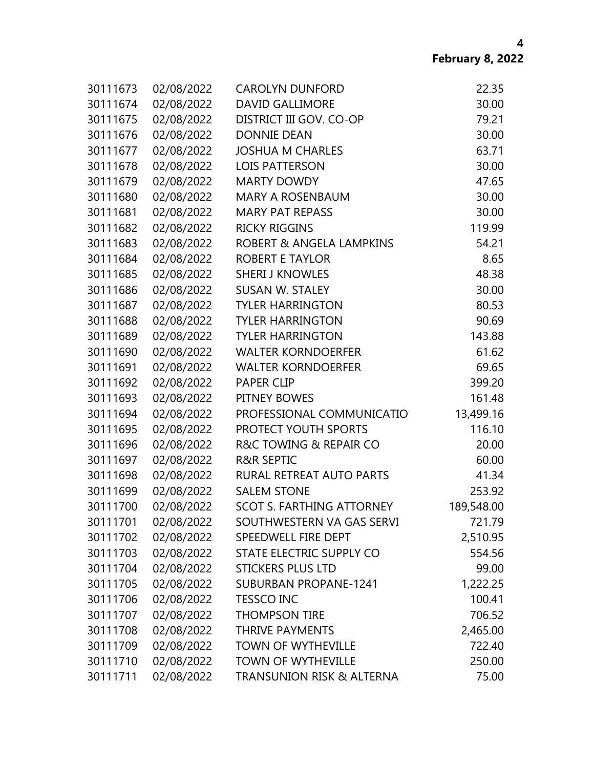| | | | |
|---|---|---|---|
| 30111673 | 02/08/2022 | CAROLYN DUNFORD | 22.35 |
| 30111674 | 02/08/2022 | DAVID GALLIMORE | 30.00 |
| 30111675 | 02/08/2022 | DISTRICT III GOV. CO-OP | 79.21 |
| 30111676 | 02/08/2022 | DONNIE DEAN | 30.00 |
| 30111677 | 02/08/2022 | JOSHUA M CHARLES | 63.71 |
| 30111678 | 02/08/2022 | LOIS PATTERSON | 30.00 |
| 30111679 | 02/08/2022 | MARTY DOWDY | 47.65 |
| 30111680 | 02/08/2022 | MARY A ROSENBAUM | 30.00 |
| 30111681 | 02/08/2022 | MARY PAT REPASS | 30.00 |
| 30111682 | 02/08/2022 | RICKY RIGGINS | 119.99 |
| 30111683 | 02/08/2022 | ROBERT & ANGELA LAMPKINS | 54.21 |
| 30111684 | 02/08/2022 | ROBERT E TAYLOR | 8.65 |
| 30111685 | 02/08/2022 | SHERI J KNOWLES | 48.38 |
| 30111686 | 02/08/2022 | SUSAN W. STALEY | 30.00 |
| 30111687 | 02/08/2022 | TYLER HARRINGTON | 80.53 |
| 30111688 | 02/08/2022 | TYLER HARRINGTON | 90.69 |
| 30111689 | 02/08/2022 | TYLER HARRINGTON | 143.88 |
| 30111690 | 02/08/2022 | WALTER KORNDOERFER | 61.62 |
| 30111691 | 02/08/2022 | WALTER KORNDOERFER | 69.65 |
| 30111692 | 02/08/2022 | PAPER CLIP | 399.20 |
| 30111693 | 02/08/2022 | PITNEY BOWES | 161.48 |
| 30111694 | 02/08/2022 | PROFESSIONAL COMMUNICATIO | 13,499.16 |
| 30111695 | 02/08/2022 | PROTECT YOUTH SPORTS | 116.10 |
| 30111696 | 02/08/2022 | R&C TOWING & REPAIR CO | 20.00 |
| 30111697 | 02/08/2022 | R&R SEPTIC | 60.00 |
| 30111698 | 02/08/2022 | RURAL RETREAT AUTO PARTS | 41.34 |
| 30111699 | 02/08/2022 | SALEM STONE | 253.92 |
| 30111700 | 02/08/2022 | SCOT S. FARTHING ATTORNEY | 189,548.00 |
| 30111701 | 02/08/2022 | SOUTHWESTERN VA GAS SERVI | 721.79 |
| 30111702 | 02/08/2022 | SPEEDWELL FIRE DEPT | 2,510.95 |
| 30111703 | 02/08/2022 | STATE ELECTRIC SUPPLY CO | 554.56 |
| 30111704 | 02/08/2022 | STICKERS PLUS LTD | 99.00 |
| 30111705 | 02/08/2022 | SUBURBAN PROPANE-1241 | 1,222.25 |
| 30111706 | 02/08/2022 | TESSCO INC | 100.41 |
| 30111707 | 02/08/2022 | THOMPSON TIRE | 706.52 |
| 30111708 | 02/08/2022 | THRIVE PAYMENTS | 2,465.00 |
| 30111709 | 02/08/2022 | TOWN OF WYTHEVILLE | 722.40 |
| 30111710 | 02/08/2022 | TOWN OF WYTHEVILLE | 250.00 |
| 30111711 | 02/08/2022 | TRANSUNION RISK & ALTERNA | 75.00 |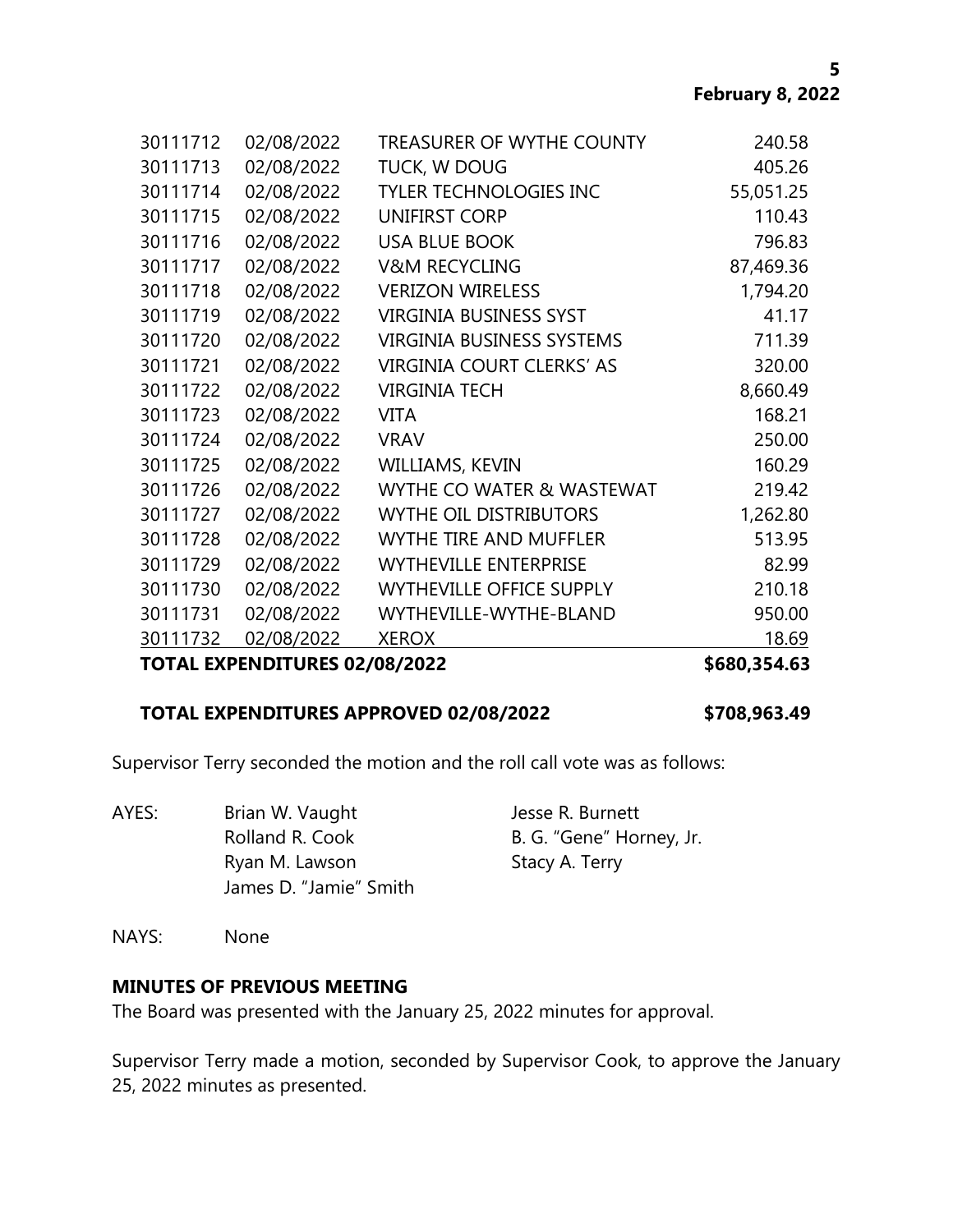| | | | |
|---|---|---|---|
| 30111712 | 02/08/2022 | TREASURER OF WYTHE COUNTY | 240.58 |
| 30111713 | 02/08/2022 | TUCK, W DOUG | 405.26 |
| 30111714 | 02/08/2022 | TYLER TECHNOLOGIES INC | 55,051.25 |
| 30111715 | 02/08/2022 | UNIFIRST CORP | 110.43 |
| 30111716 | 02/08/2022 | USA BLUE BOOK | 796.83 |
| 30111717 | 02/08/2022 | V&M RECYCLING | 87,469.36 |
| 30111718 | 02/08/2022 | VERIZON WIRELESS | 1,794.20 |
| 30111719 | 02/08/2022 | VIRGINIA BUSINESS SYST | 41.17 |
| 30111720 | 02/08/2022 | VIRGINIA BUSINESS SYSTEMS | 711.39 |
| 30111721 | 02/08/2022 | VIRGINIA COURT CLERKS' AS | 320.00 |
| 30111722 | 02/08/2022 | VIRGINIA TECH | 8,660.49 |
| 30111723 | 02/08/2022 | VITA | 168.21 |
| 30111724 | 02/08/2022 | VRAV | 250.00 |
| 30111725 | 02/08/2022 | WILLIAMS, KEVIN | 160.29 |
| 30111726 | 02/08/2022 | WYTHE CO WATER & WASTEWAT | 219.42 |
| 30111727 | 02/08/2022 | WYTHE OIL DISTRIBUTORS | 1,262.80 |
| 30111728 | 02/08/2022 | WYTHE TIRE AND MUFFLER | 513.95 |
| 30111729 | 02/08/2022 | WYTHEVILLE ENTERPRISE | 82.99 |
| 30111730 | 02/08/2022 | WYTHEVILLE OFFICE SUPPLY | 210.18 |
| 30111731 | 02/08/2022 | WYTHEVILLE-WYTHE-BLAND | 950.00 |
| 30111732 | 02/08/2022 | XEROX | 18.69 |
| **TOTAL EXPENDITURES 02/08/2022** | | | **$680,354.63** |

**TOTAL EXPENDITURES APPROVED 02/08/2022 $708,963.49**

Supervisor Terry seconded the motion and the roll call vote was as follows:

AYES: Brian W. Vaught, Jesse R. Burnett, Rolland R. Cook, B. G. "Gene" Horney, Jr., Ryan M. Lawson, Stacy A. Terry, James D. "Jamie" Smith

NAYS: None

**MINUTES OF PREVIOUS MEETING**

The Board was presented with the January 25, 2022 minutes for approval.

Supervisor Terry made a motion, seconded by Supervisor Cook, to approve the January 25, 2022 minutes as presented.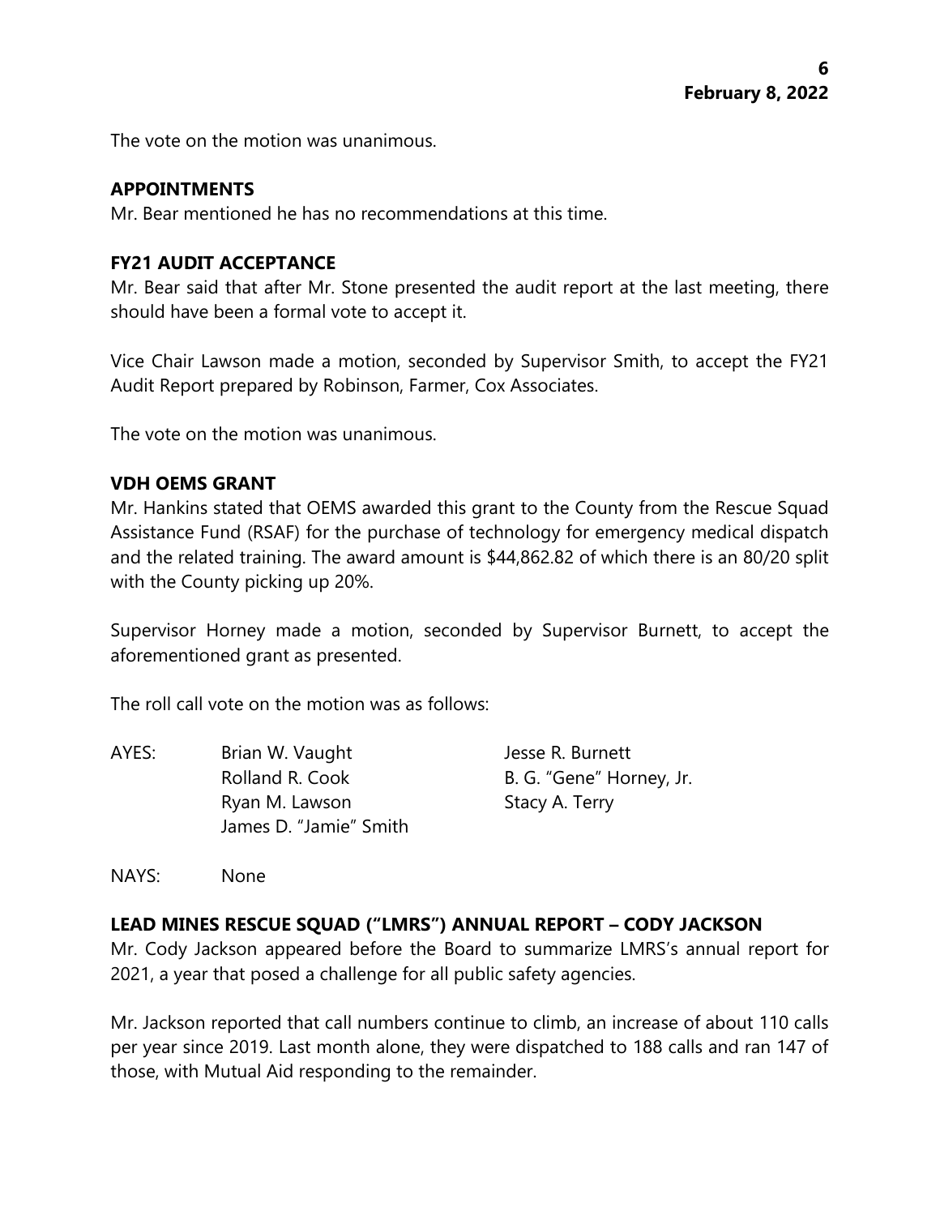The vote on the motion was unanimous.

## APPOINTMENTS

Mr. Bear mentioned he has no recommendations at this time.

## FY21 AUDIT ACCEPTANCE

Mr. Bear said that after Mr. Stone presented the audit report at the last meeting, there should have been a formal vote to accept it.

Vice Chair Lawson made a motion, seconded by Supervisor Smith, to accept the FY21 Audit Report prepared by Robinson, Farmer, Cox Associates.

The vote on the motion was unanimous.

## VDH OEMS GRANT

Mr. Hankins stated that OEMS awarded this grant to the County from the Rescue Squad Assistance Fund (RSAF) for the purchase of technology for emergency medical dispatch and the related training. The award amount is $44,862.82 of which there is an 80/20 split with the County picking up 20%.

Supervisor Horney made a motion, seconded by Supervisor Burnett, to accept the aforementioned grant as presented.

The roll call vote on the motion was as follows:

AYES: Brian W. Vaught, Rolland R. Cook, Ryan M. Lawson, James D. "Jamie" Smith, Jesse R. Burnett, B. G. "Gene" Horney, Jr., Stacy A. Terry

NAYS: None

## LEAD MINES RESCUE SQUAD ("LMRS") ANNUAL REPORT – CODY JACKSON

Mr. Cody Jackson appeared before the Board to summarize LMRS's annual report for 2021, a year that posed a challenge for all public safety agencies.

Mr. Jackson reported that call numbers continue to climb, an increase of about 110 calls per year since 2019. Last month alone, they were dispatched to 188 calls and ran 147 of those, with Mutual Aid responding to the remainder.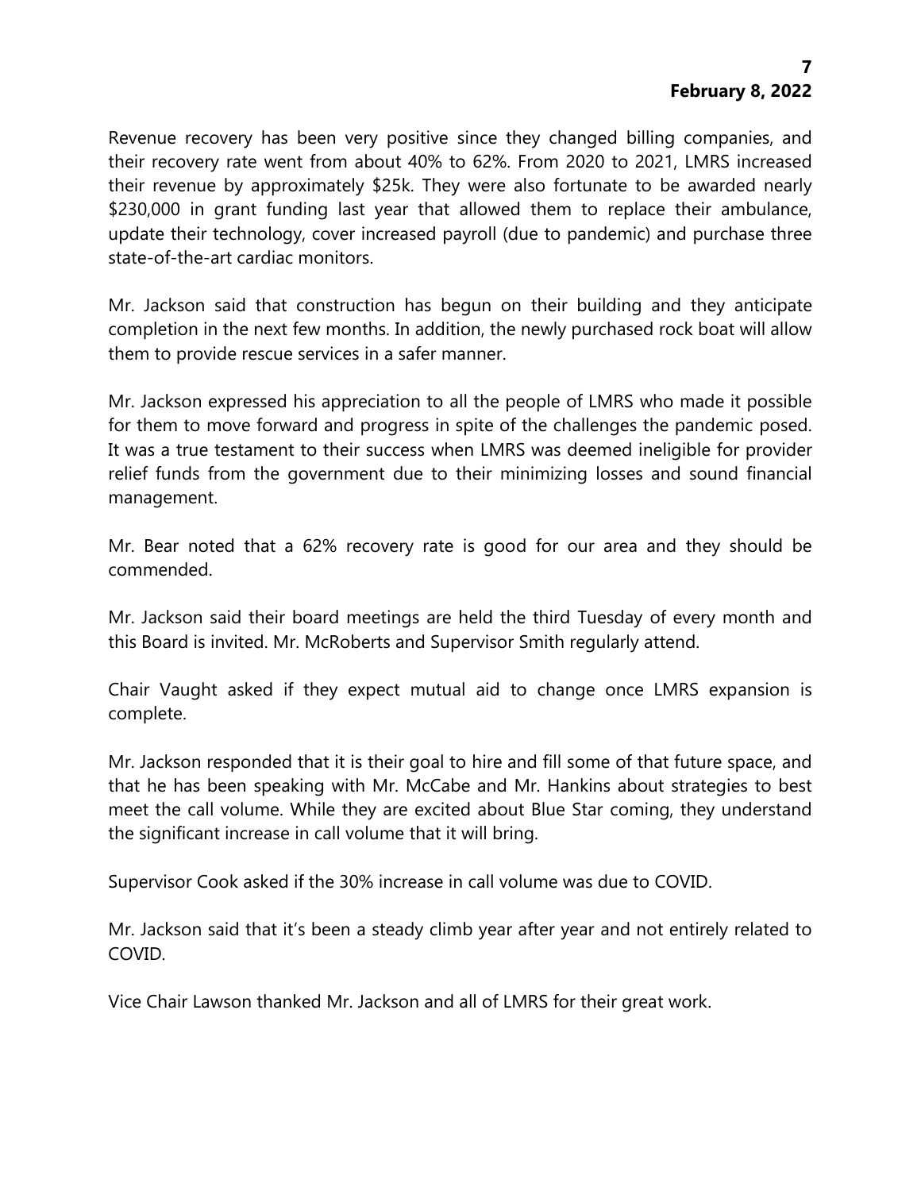Revenue recovery has been very positive since they changed billing companies, and their recovery rate went from about 40% to 62%. From 2020 to 2021, LMRS increased their revenue by approximately $25k. They were also fortunate to be awarded nearly $230,000 in grant funding last year that allowed them to replace their ambulance, update their technology, cover increased payroll (due to pandemic) and purchase three state-of-the-art cardiac monitors.

Mr. Jackson said that construction has begun on their building and they anticipate completion in the next few months. In addition, the newly purchased rock boat will allow them to provide rescue services in a safer manner.

Mr. Jackson expressed his appreciation to all the people of LMRS who made it possible for them to move forward and progress in spite of the challenges the pandemic posed. It was a true testament to their success when LMRS was deemed ineligible for provider relief funds from the government due to their minimizing losses and sound financial management.

Mr. Bear noted that a 62% recovery rate is good for our area and they should be commended.

Mr. Jackson said their board meetings are held the third Tuesday of every month and this Board is invited. Mr. McRoberts and Supervisor Smith regularly attend.

Chair Vaught asked if they expect mutual aid to change once LMRS expansion is complete.

Mr. Jackson responded that it is their goal to hire and fill some of that future space, and that he has been speaking with Mr. McCabe and Mr. Hankins about strategies to best meet the call volume. While they are excited about Blue Star coming, they understand the significant increase in call volume that it will bring.

Supervisor Cook asked if the 30% increase in call volume was due to COVID.

Mr. Jackson said that it's been a steady climb year after year and not entirely related to COVID.

Vice Chair Lawson thanked Mr. Jackson and all of LMRS for their great work.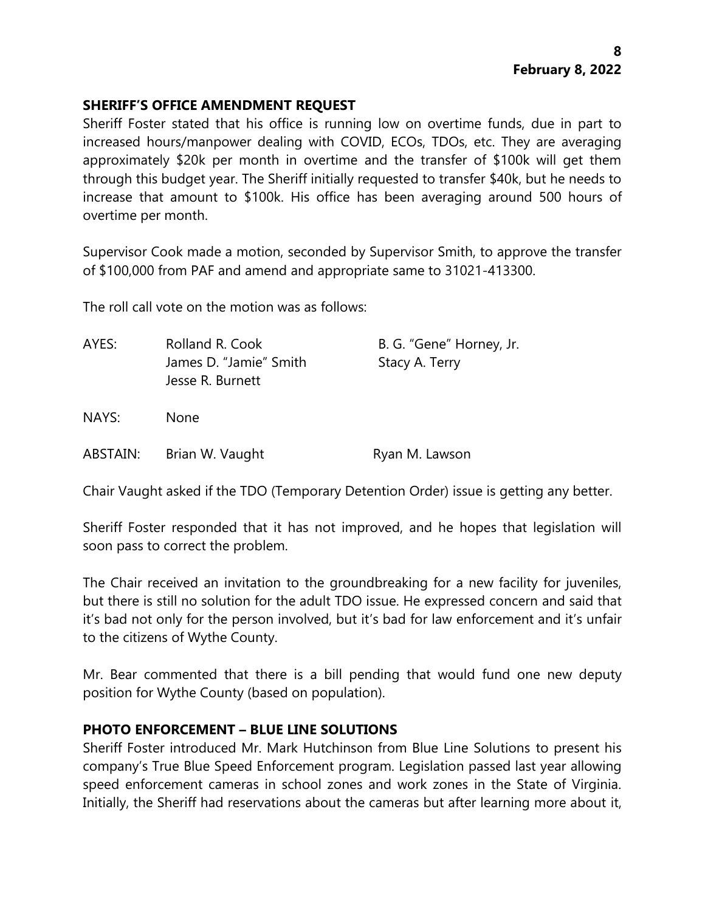## SHERIFF'S OFFICE AMENDMENT REQUEST

Sheriff Foster stated that his office is running low on overtime funds, due in part to increased hours/manpower dealing with COVID, ECOs, TDOs, etc. They are averaging approximately $20k per month in overtime and the transfer of $100k will get them through this budget year. The Sheriff initially requested to transfer $40k, but he needs to increase that amount to $100k. His office has been averaging around 500 hours of overtime per month.

Supervisor Cook made a motion, seconded by Supervisor Smith, to approve the transfer of $100,000 from PAF and amend and appropriate same to 31021-413300.

The roll call vote on the motion was as follows:

| | | |
|---|---|---|
| AYES: | Rolland R. Cook | B. G. "Gene" Horney, Jr. |
| | James D. "Jamie" Smith | Stacy A. Terry |
| | Jesse R. Burnett | |
| NAYS: | None | |
| ABSTAIN: | Brian W. Vaught | Ryan M. Lawson |

Chair Vaught asked if the TDO (Temporary Detention Order) issue is getting any better.

Sheriff Foster responded that it has not improved, and he hopes that legislation will soon pass to correct the problem.

The Chair received an invitation to the groundbreaking for a new facility for juveniles, but there is still no solution for the adult TDO issue. He expressed concern and said that it's bad not only for the person involved, but it's bad for law enforcement and it's unfair to the citizens of Wythe County.

Mr. Bear commented that there is a bill pending that would fund one new deputy position for Wythe County (based on population).

## PHOTO ENFORCEMENT – BLUE LINE SOLUTIONS

Sheriff Foster introduced Mr. Mark Hutchinson from Blue Line Solutions to present his company's True Blue Speed Enforcement program. Legislation passed last year allowing speed enforcement cameras in school zones and work zones in the State of Virginia. Initially, the Sheriff had reservations about the cameras but after learning more about it,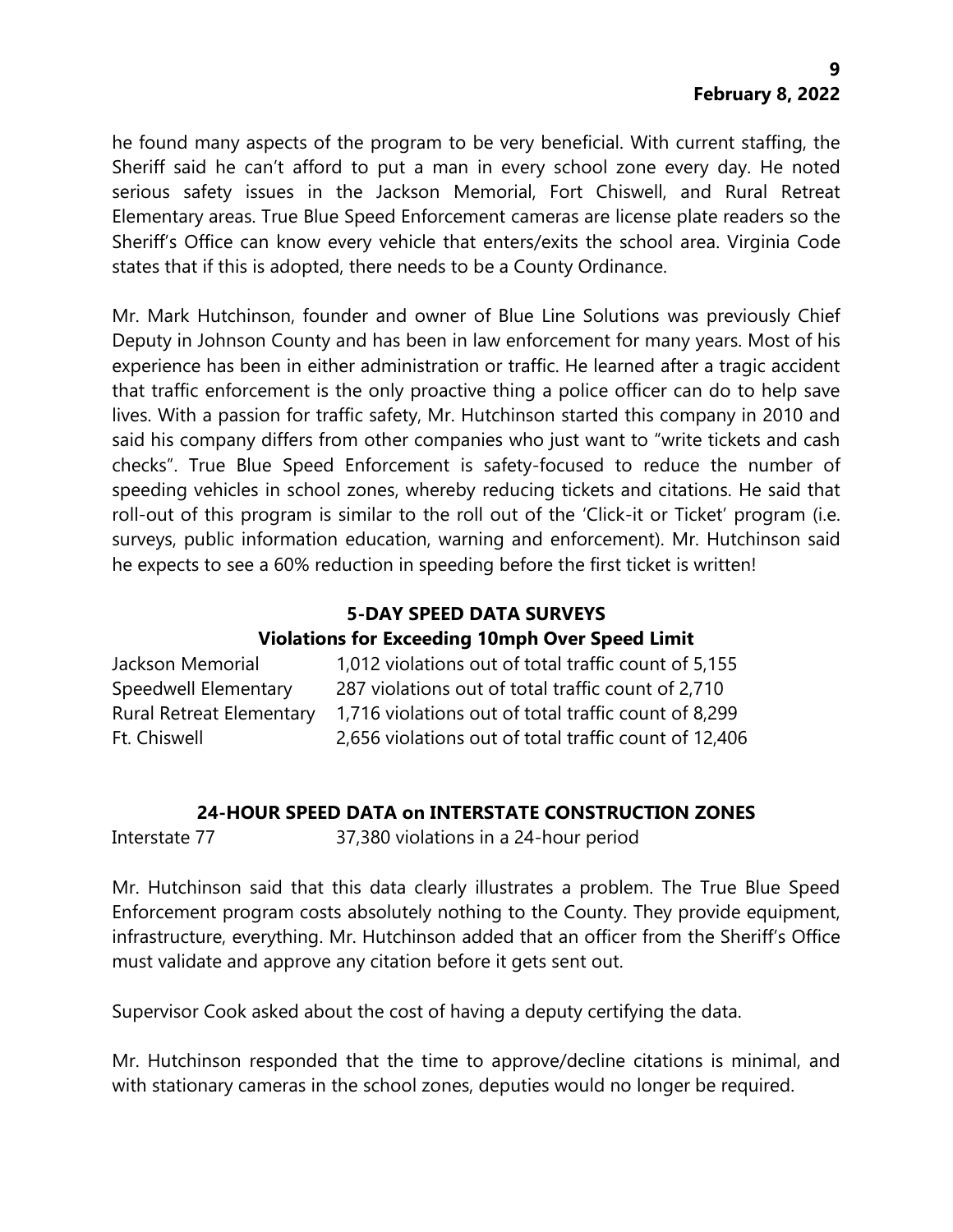he found many aspects of the program to be very beneficial. With current staffing, the Sheriff said he can't afford to put a man in every school zone every day. He noted serious safety issues in the Jackson Memorial, Fort Chiswell, and Rural Retreat Elementary areas. True Blue Speed Enforcement cameras are license plate readers so the Sheriff's Office can know every vehicle that enters/exits the school area. Virginia Code states that if this is adopted, there needs to be a County Ordinance.

Mr. Mark Hutchinson, founder and owner of Blue Line Solutions was previously Chief Deputy in Johnson County and has been in law enforcement for many years. Most of his experience has been in either administration or traffic. He learned after a tragic accident that traffic enforcement is the only proactive thing a police officer can do to help save lives. With a passion for traffic safety, Mr. Hutchinson started this company in 2010 and said his company differs from other companies who just want to "write tickets and cash checks". True Blue Speed Enforcement is safety-focused to reduce the number of speeding vehicles in school zones, whereby reducing tickets and citations. He said that roll-out of this program is similar to the roll out of the 'Click-it or Ticket' program (i.e. surveys, public information education, warning and enforcement). Mr. Hutchinson said he expects to see a 60% reduction in speeding before the first ticket is written!

**5-DAY SPEED DATA SURVEYS**
**Violations for Exceeding 10mph Over Speed Limit**

| | |
|---|---|
| Jackson Memorial | 1,012 violations out of total traffic count of 5,155 |
| Speedwell Elementary | 287 violations out of total traffic count of 2,710 |
| Rural Retreat Elementary | 1,716 violations out of total traffic count of 8,299 |
| Ft. Chiswell | 2,656 violations out of total traffic count of 12,406 |

**24-HOUR SPEED DATA on INTERSTATE CONSTRUCTION ZONES**

| | |
|---|---|
| Interstate 77 | 37,380 violations in a 24-hour period |

Mr. Hutchinson said that this data clearly illustrates a problem. The True Blue Speed Enforcement program costs absolutely nothing to the County. They provide equipment, infrastructure, everything. Mr. Hutchinson added that an officer from the Sheriff's Office must validate and approve any citation before it gets sent out.

Supervisor Cook asked about the cost of having a deputy certifying the data.

Mr. Hutchinson responded that the time to approve/decline citations is minimal, and with stationary cameras in the school zones, deputies would no longer be required.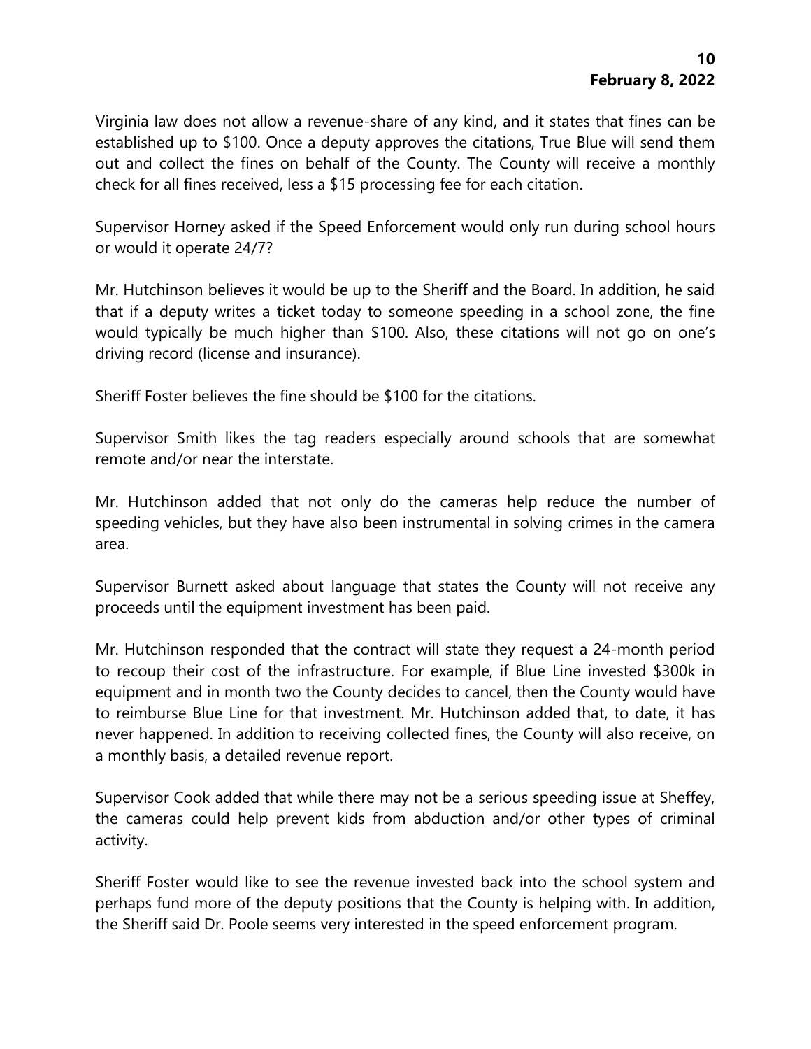Virginia law does not allow a revenue-share of any kind, and it states that fines can be established up to $100. Once a deputy approves the citations, True Blue will send them out and collect the fines on behalf of the County. The County will receive a monthly check for all fines received, less a $15 processing fee for each citation.

Supervisor Horney asked if the Speed Enforcement would only run during school hours or would it operate 24/7?

Mr. Hutchinson believes it would be up to the Sheriff and the Board. In addition, he said that if a deputy writes a ticket today to someone speeding in a school zone, the fine would typically be much higher than $100. Also, these citations will not go on one's driving record (license and insurance).

Sheriff Foster believes the fine should be $100 for the citations.

Supervisor Smith likes the tag readers especially around schools that are somewhat remote and/or near the interstate.

Mr. Hutchinson added that not only do the cameras help reduce the number of speeding vehicles, but they have also been instrumental in solving crimes in the camera area.

Supervisor Burnett asked about language that states the County will not receive any proceeds until the equipment investment has been paid.

Mr. Hutchinson responded that the contract will state they request a 24-month period to recoup their cost of the infrastructure. For example, if Blue Line invested $300k in equipment and in month two the County decides to cancel, then the County would have to reimburse Blue Line for that investment. Mr. Hutchinson added that, to date, it has never happened. In addition to receiving collected fines, the County will also receive, on a monthly basis, a detailed revenue report.

Supervisor Cook added that while there may not be a serious speeding issue at Sheffey, the cameras could help prevent kids from abduction and/or other types of criminal activity.

Sheriff Foster would like to see the revenue invested back into the school system and perhaps fund more of the deputy positions that the County is helping with. In addition, the Sheriff said Dr. Poole seems very interested in the speed enforcement program.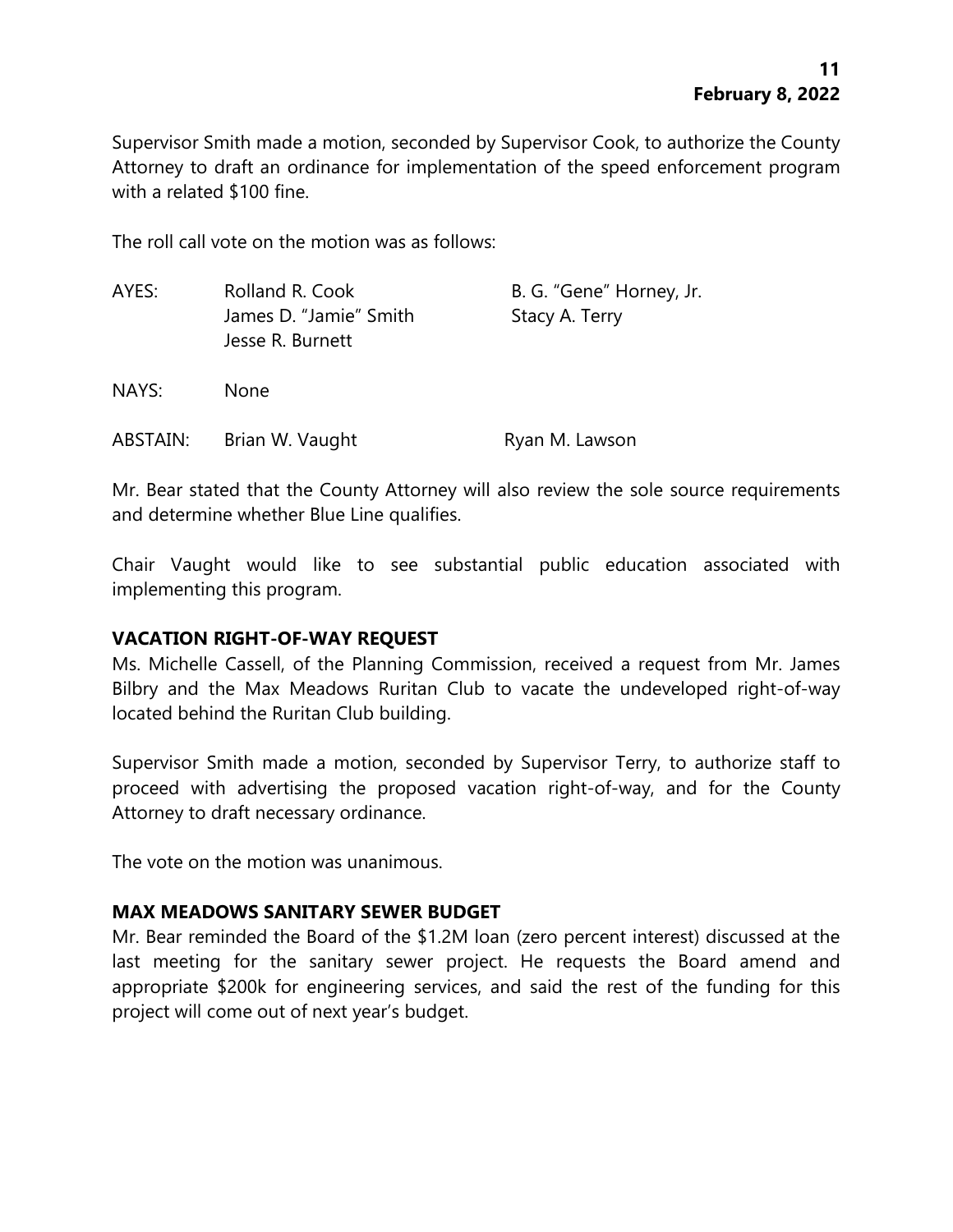Supervisor Smith made a motion, seconded by Supervisor Cook, to authorize the County Attorney to draft an ordinance for implementation of the speed enforcement program with a related $100 fine.

The roll call vote on the motion was as follows:

| | | |
|---|---|---|
| AYES: | Rolland R. Cook | B. G. "Gene" Horney, Jr. |
| | James D. "Jamie" Smith | Stacy A. Terry |
| | Jesse R. Burnett | |
| NAYS: | None | |
| ABSTAIN: | Brian W. Vaught | Ryan M. Lawson |

Mr. Bear stated that the County Attorney will also review the sole source requirements and determine whether Blue Line qualifies.

Chair Vaught would like to see substantial public education associated with implementing this program.

**VACATION RIGHT-OF-WAY REQUEST**

Ms. Michelle Cassell, of the Planning Commission, received a request from Mr. James Bilbry and the Max Meadows Ruritan Club to vacate the undeveloped right-of-way located behind the Ruritan Club building.

Supervisor Smith made a motion, seconded by Supervisor Terry, to authorize staff to proceed with advertising the proposed vacation right-of-way, and for the County Attorney to draft necessary ordinance.

The vote on the motion was unanimous.

**MAX MEADOWS SANITARY SEWER BUDGET**

Mr. Bear reminded the Board of the $1.2M loan (zero percent interest) discussed at the last meeting for the sanitary sewer project. He requests the Board amend and appropriate $200k for engineering services, and said the rest of the funding for this project will come out of next year's budget.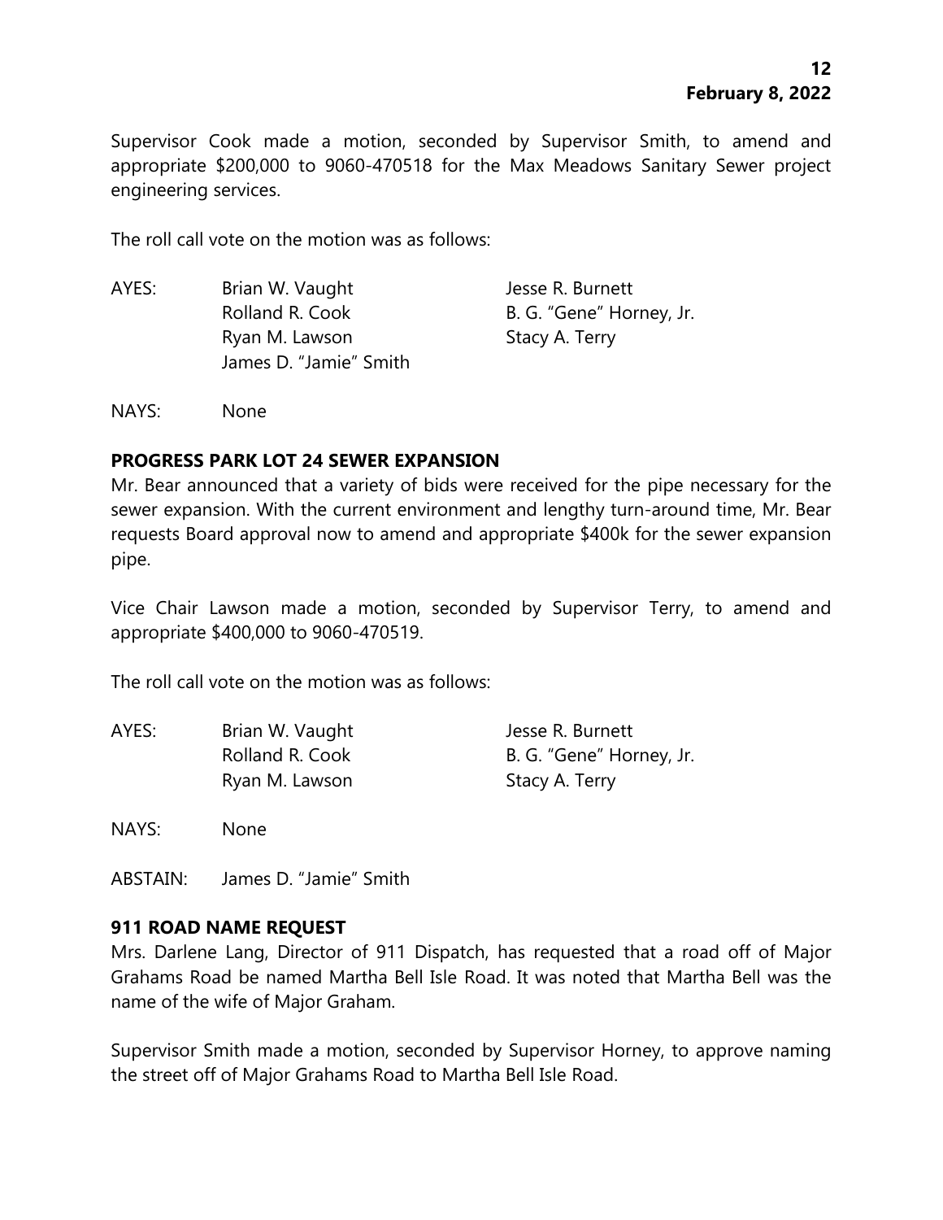Supervisor Cook made a motion, seconded by Supervisor Smith, to amend and appropriate $200,000 to 9060-470518 for the Max Meadows Sanitary Sewer project engineering services.

The roll call vote on the motion was as follows:

| | | |
|---|---|---|
| AYES: | Brian W. Vaught | Jesse R. Burnett |
| | Rolland R. Cook | B. G. "Gene" Horney, Jr. |
| | Ryan M. Lawson | Stacy A. Terry |
| | James D. "Jamie" Smith | |

NAYS: None

**PROGRESS PARK LOT 24 SEWER EXPANSION**

Mr. Bear announced that a variety of bids were received for the pipe necessary for the sewer expansion. With the current environment and lengthy turn-around time, Mr. Bear requests Board approval now to amend and appropriate $400k for the sewer expansion pipe.

Vice Chair Lawson made a motion, seconded by Supervisor Terry, to amend and appropriate $400,000 to 9060-470519.

The roll call vote on the motion was as follows:

| | | |
|---|---|---|
| AYES: | Brian W. Vaught | Jesse R. Burnett |
| | Rolland R. Cook | B. G. "Gene" Horney, Jr. |
| | Ryan M. Lawson | Stacy A. Terry |

NAYS: None

ABSTAIN: James D. "Jamie" Smith

**911 ROAD NAME REQUEST**

Mrs. Darlene Lang, Director of 911 Dispatch, has requested that a road off of Major Grahams Road be named Martha Bell Isle Road. It was noted that Martha Bell was the name of the wife of Major Graham.

Supervisor Smith made a motion, seconded by Supervisor Horney, to approve naming the street off of Major Grahams Road to Martha Bell Isle Road.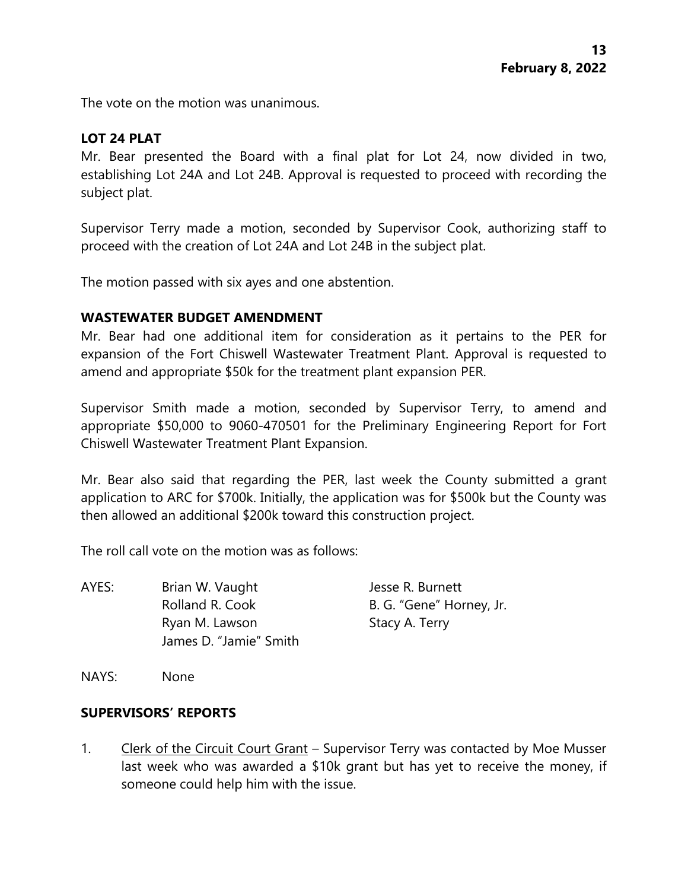The vote on the motion was unanimous.

## LOT 24 PLAT

Mr. Bear presented the Board with a final plat for Lot 24, now divided in two, establishing Lot 24A and Lot 24B. Approval is requested to proceed with recording the subject plat.

Supervisor Terry made a motion, seconded by Supervisor Cook, authorizing staff to proceed with the creation of Lot 24A and Lot 24B in the subject plat.

The motion passed with six ayes and one abstention.

## WASTEWATER BUDGET AMENDMENT

Mr. Bear had one additional item for consideration as it pertains to the PER for expansion of the Fort Chiswell Wastewater Treatment Plant. Approval is requested to amend and appropriate $50k for the treatment plant expansion PER.

Supervisor Smith made a motion, seconded by Supervisor Terry, to amend and appropriate $50,000 to 9060-470501 for the Preliminary Engineering Report for Fort Chiswell Wastewater Treatment Plant Expansion.

Mr. Bear also said that regarding the PER, last week the County submitted a grant application to ARC for $700k. Initially, the application was for $500k but the County was then allowed an additional $200k toward this construction project.

The roll call vote on the motion was as follows:

AYES: Brian W. Vaught, Jesse R. Burnett, Rolland R. Cook, B. G. "Gene" Horney, Jr., Ryan M. Lawson, Stacy A. Terry, James D. "Jamie" Smith

NAYS: None

## SUPERVISORS' REPORTS

1. Clerk of the Circuit Court Grant – Supervisor Terry was contacted by Moe Musser last week who was awarded a $10k grant but has yet to receive the money, if someone could help him with the issue.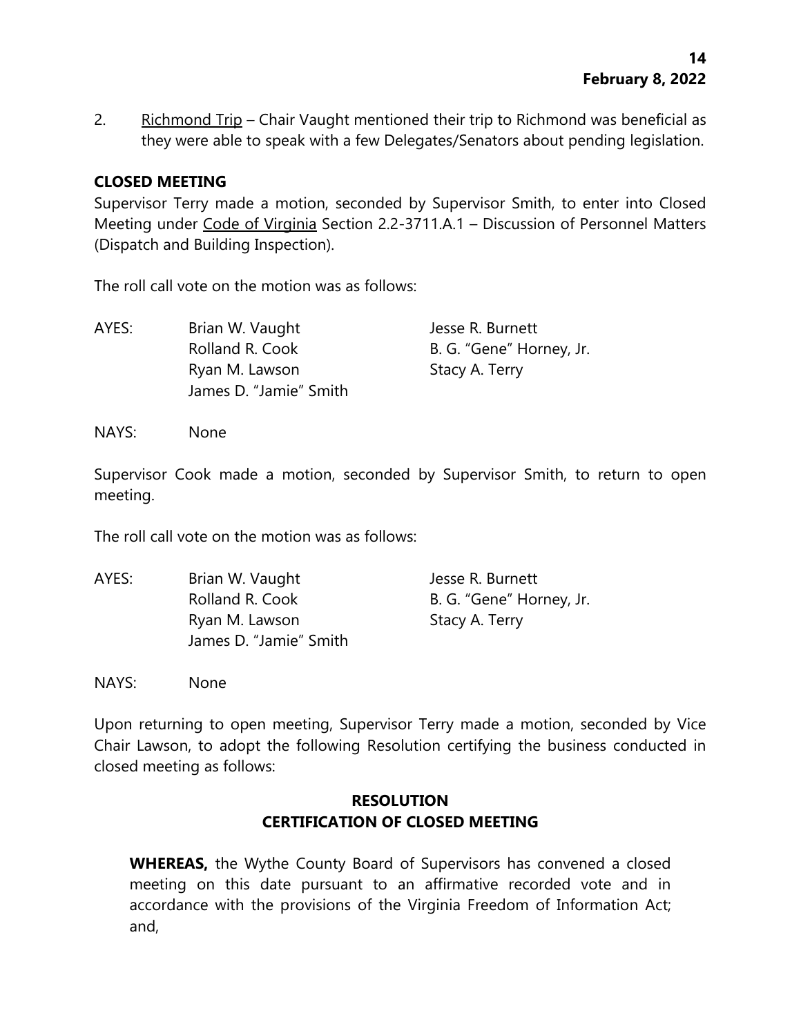2. Richmond Trip – Chair Vaught mentioned their trip to Richmond was beneficial as they were able to speak with a few Delegates/Senators about pending legislation.

**CLOSED MEETING**

Supervisor Terry made a motion, seconded by Supervisor Smith, to enter into Closed Meeting under Code of Virginia Section 2.2-3711.A.1 – Discussion of Personnel Matters (Dispatch and Building Inspection).

The roll call vote on the motion was as follows:

AYES: Brian W. Vaught, Jesse R. Burnett, Rolland R. Cook, B. G. "Gene" Horney, Jr., Ryan M. Lawson, Stacy A. Terry, James D. "Jamie" Smith

NAYS: None

Supervisor Cook made a motion, seconded by Supervisor Smith, to return to open meeting.

The roll call vote on the motion was as follows:

AYES: Brian W. Vaught, Jesse R. Burnett, Rolland R. Cook, B. G. "Gene" Horney, Jr., Ryan M. Lawson, Stacy A. Terry, James D. "Jamie" Smith

NAYS: None

Upon returning to open meeting, Supervisor Terry made a motion, seconded by Vice Chair Lawson, to adopt the following Resolution certifying the business conducted in closed meeting as follows:

**RESOLUTION**
**CERTIFICATION OF CLOSED MEETING**

**WHEREAS,** the Wythe County Board of Supervisors has convened a closed meeting on this date pursuant to an affirmative recorded vote and in accordance with the provisions of the Virginia Freedom of Information Act; and,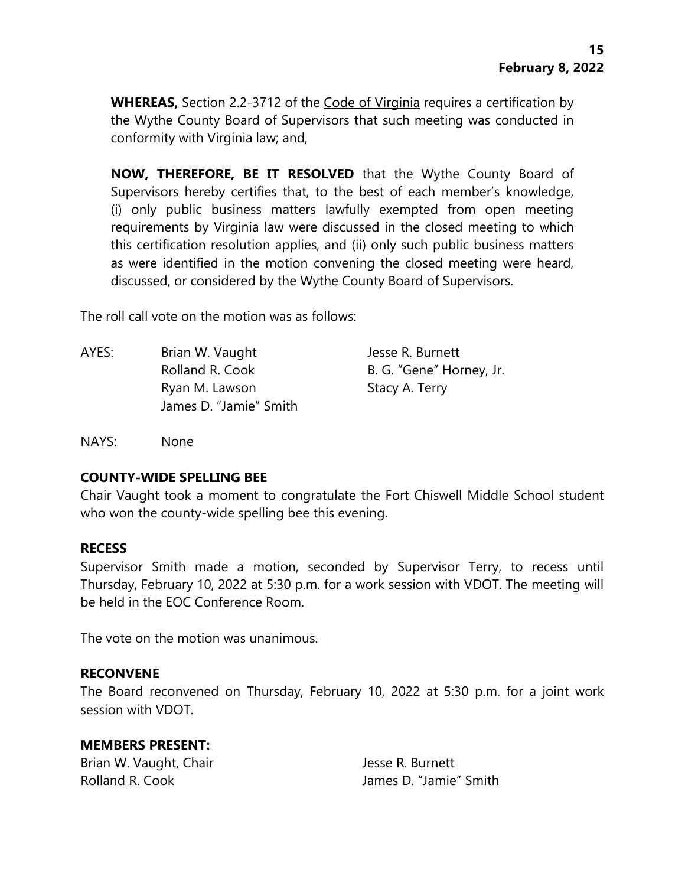**WHEREAS,** Section 2.2-3712 of the Code of Virginia requires a certification by the Wythe County Board of Supervisors that such meeting was conducted in conformity with Virginia law; and,

**NOW, THEREFORE, BE IT RESOLVED** that the Wythe County Board of Supervisors hereby certifies that, to the best of each member's knowledge, (i) only public business matters lawfully exempted from open meeting requirements by Virginia law were discussed in the closed meeting to which this certification resolution applies, and (ii) only such public business matters as were identified in the motion convening the closed meeting were heard, discussed, or considered by the Wythe County Board of Supervisors.

The roll call vote on the motion was as follows:

AYES: Brian W. Vaught, Jesse R. Burnett, Rolland R. Cook, B. G. "Gene" Horney, Jr., Ryan M. Lawson, Stacy A. Terry, James D. "Jamie" Smith

NAYS: None

**COUNTY-WIDE SPELLING BEE**

Chair Vaught took a moment to congratulate the Fort Chiswell Middle School student who won the county-wide spelling bee this evening.

**RECESS**

Supervisor Smith made a motion, seconded by Supervisor Terry, to recess until Thursday, February 10, 2022 at 5:30 p.m. for a work session with VDOT. The meeting will be held in the EOC Conference Room.

The vote on the motion was unanimous.

**RECONVENE**

The Board reconvened on Thursday, February 10, 2022 at 5:30 p.m. for a joint work session with VDOT.

**MEMBERS PRESENT:**

Brian W. Vaught, Chair
Jesse R. Burnett
Rolland R. Cook
James D. "Jamie" Smith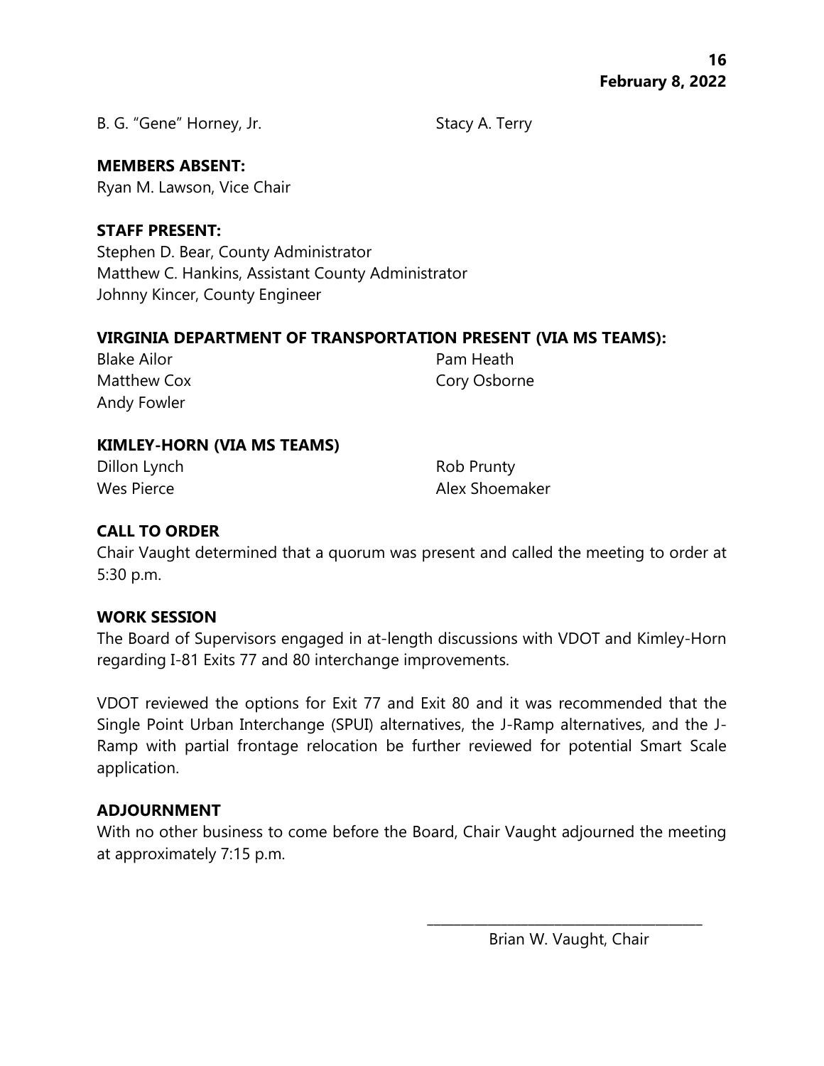B. G. "Gene" Horney, Jr.
Stacy A. Terry

**MEMBERS ABSENT:**
Ryan M. Lawson, Vice Chair

**STAFF PRESENT:**
Stephen D. Bear, County Administrator
Matthew C. Hankins, Assistant County Administrator
Johnny Kincer, County Engineer

**VIRGINIA DEPARTMENT OF TRANSPORTATION PRESENT (VIA MS TEAMS):**
Blake Ailor
Matthew Cox
Andy Fowler
Pam Heath
Cory Osborne

**KIMLEY-HORN (VIA MS TEAMS)**
Dillon Lynch
Wes Pierce
Rob Prunty
Alex Shoemaker

**CALL TO ORDER**
Chair Vaught determined that a quorum was present and called the meeting to order at 5:30 p.m.

**WORK SESSION**
The Board of Supervisors engaged in at-length discussions with VDOT and Kimley-Horn regarding I-81 Exits 77 and 80 interchange improvements.

VDOT reviewed the options for Exit 77 and Exit 80 and it was recommended that the Single Point Urban Interchange (SPUI) alternatives, the J-Ramp alternatives, and the J-Ramp with partial frontage relocation be further reviewed for potential Smart Scale application.

**ADJOURNMENT**
With no other business to come before the Board, Chair Vaught adjourned the meeting at approximately 7:15 p.m.

\_\_\_\_\_\_\_\_\_\_\_\_\_\_\_\_\_\_\_\_\_\_\_\_\_\_\_\_\_\_\_\_\_\_\_\_\_\_\_\_
Brian W. Vaught, Chair